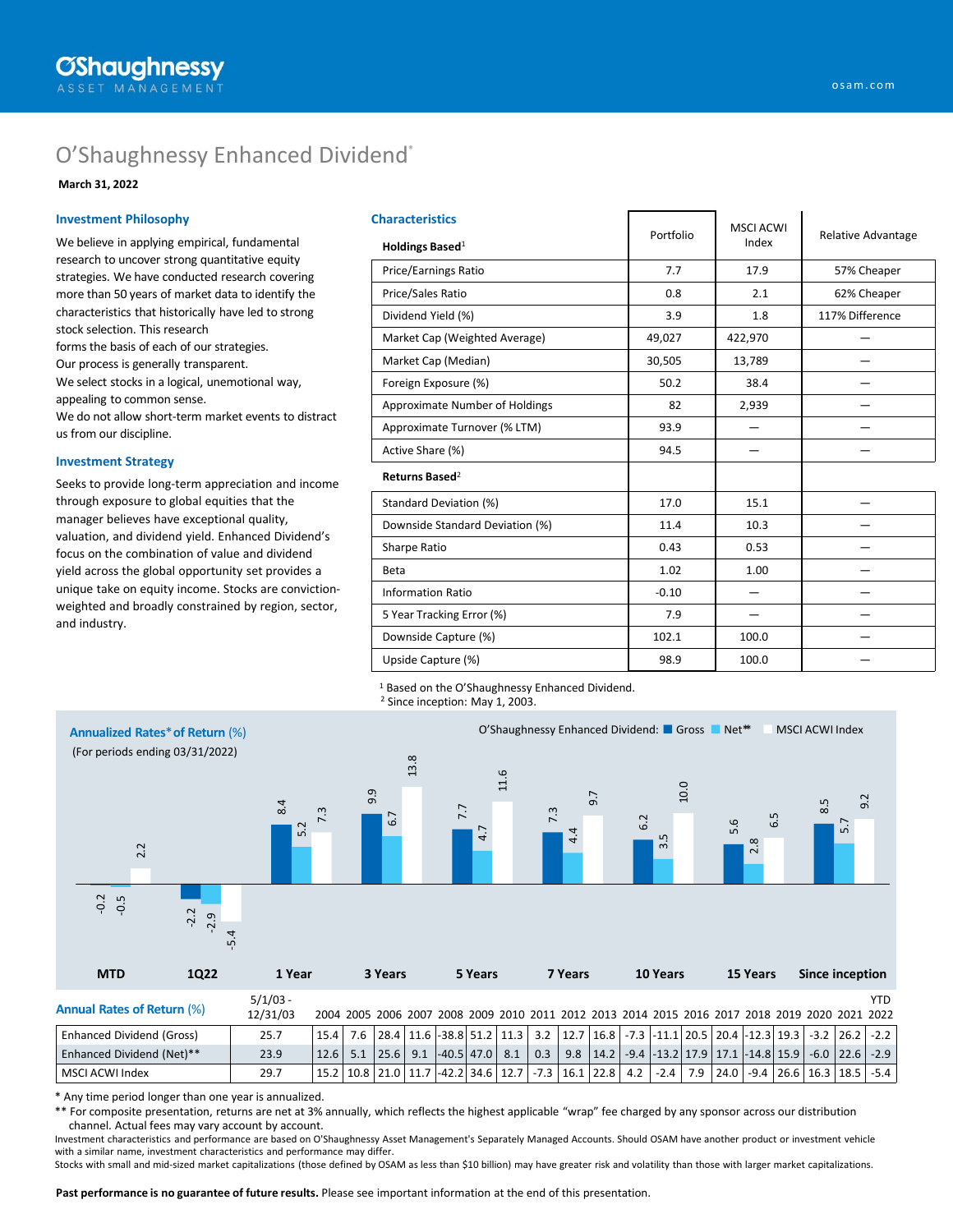O'Shaughnessy ASSET MANAGEMENT

osam.com

# O'Shaughnessy Enhanced Dividend®

**March 31, 2022**

## Investment Philosophy

We believe in applying empirical, fundamental research to uncover strong quantitative equity strategies. We have conducted research covering more than 50 years of market data to identify the characteristics that historically have led to strong stock selection. This research forms the basis of each of our strategies.
Our process is generally transparent.
We select stocks in a logical, unemotional way, appealing to common sense.
We do not allow short-term market events to distract us from our discipline.

## Investment Strategy

Seeks to provide long-term appreciation and income through exposure to global equities that the manager believes have exceptional quality, valuation, and dividend yield. Enhanced Dividend's focus on the combination of value and dividend yield across the global opportunity set provides a unique take on equity income. Stocks are conviction-weighted and broadly constrained by region, sector, and industry.

## Characteristics

| Holdings Based[1] | Portfolio | MSCI ACWI Index | Relative Advantage |
|---|---|---|---|
| Price/Earnings Ratio | 7.7 | 17.9 | 57% Cheaper |
| Price/Sales Ratio | 0.8 | 2.1 | 62% Cheaper |
| Dividend Yield (%) | 3.9 | 1.8 | 117% Difference |
| Market Cap (Weighted Average) | 49,027 | 422,970 | — |
| Market Cap (Median) | 30,505 | 13,789 | — |
| Foreign Exposure (%) | 50.2 | 38.4 | — |
| Approximate Number of Holdings | 82 | 2,939 | — |
| Approximate Turnover (% LTM) | 93.9 | — | — |
| Active Share (%) | 94.5 | — | — |
| **Returns Based[2]** | | | |
| Standard Deviation (%) | 17.0 | 15.1 | — |
| Downside Standard Deviation (%) | 11.4 | 10.3 | — |
| Sharpe Ratio | 0.43 | 0.53 | — |
| Beta | 1.02 | 1.00 | — |
| Information Ratio | -0.10 | — | — |
| 5 Year Tracking Error (%) | 7.9 | — | — |
| Downside Capture (%) | 102.1 | 100.0 | — |
| Upside Capture (%) | 98.9 | 100.0 | — |

[1] Based on the O'Shaughnessy Enhanced Dividend.
[2] Since inception: May 1, 2003.

## Annualized Rates* of Return (%)

(For periods ending 03/31/2022)

O'Shaughnessy Enhanced Dividend: Gross, Net**, MSCI ACWI Index

| | MTD | 1Q22 | 1 Year | 3 Years | 5 Years | 7 Years | 10 Years | 15 Years | Since inception |
|---|---|---|---|---|---|---|---|---|---|
| Gross | -0.2 | -2.2 | 8.4 | 9.9 | 7.7 | 7.3 | 6.2 | 5.6 | 8.5 |
| Net** | -0.5 | -2.9 | 5.2 | 6.7 | 4.7 | 4.4 | 3.5 | 2.8 | 5.7 |
| MSCI ACWI Index | 2.2 | -5.4 | 7.3 | 13.8 | 11.6 | 9.7 | 10.0 | 6.5 | 9.2 |

## Annual Rates of Return (%)

| | 5/1/03 - 12/31/03 | 2004 | 2005 | 2006 | 2007 | 2008 | 2009 | 2010 | 2011 | 2012 | 2013 | 2014 | 2015 | 2016 | 2017 | 2018 | 2019 | 2020 | 2021 | YTD 2022 |
|---|---|---|---|---|---|---|---|---|---|---|---|---|---|---|---|---|---|---|---|---|
| Enhanced Dividend (Gross) | 25.7 | 15.4 | 7.6 | 28.4 | 11.6 | -38.8 | 51.2 | 11.3 | 3.2 | 12.7 | 16.8 | -7.3 | -11.1 | 20.5 | 20.4 | -12.3 | 19.3 | -3.2 | 26.2 | -2.2 |
| Enhanced Dividend (Net)** | 23.9 | 12.6 | 5.1 | 25.6 | 9.1 | -40.5 | 47.0 | 8.1 | 0.3 | 9.8 | 14.2 | -9.4 | -13.2 | 17.9 | 17.1 | -14.8 | 15.9 | -6.0 | 22.6 | -2.9 |
| MSCI ACWI Index | 29.7 | 15.2 | 10.8 | 21.0 | 11.7 | -42.2 | 34.6 | 12.7 | -7.3 | 16.1 | 22.8 | 4.2 | -2.4 | 7.9 | 24.0 | -9.4 | 26.6 | 16.3 | 18.5 | -5.4 |

* Any time period longer than one year is annualized.
** For composite presentation, returns are net at 3% annually, which reflects the highest applicable "wrap" fee charged by any sponsor across our distribution channel. Actual fees may vary account by account.
Investment characteristics and performance are based on O'Shaughnessy Asset Management's Separately Managed Accounts. Should OSAM have another product or investment vehicle with a similar name, investment characteristics and performance may differ.
Stocks with small and mid-sized market capitalizations (those defined by OSAM as less than $10 billion) may have greater risk and volatility than those with larger market capitalizations.

**Past performance is no guarantee of future results.** Please see important information at the end of this presentation.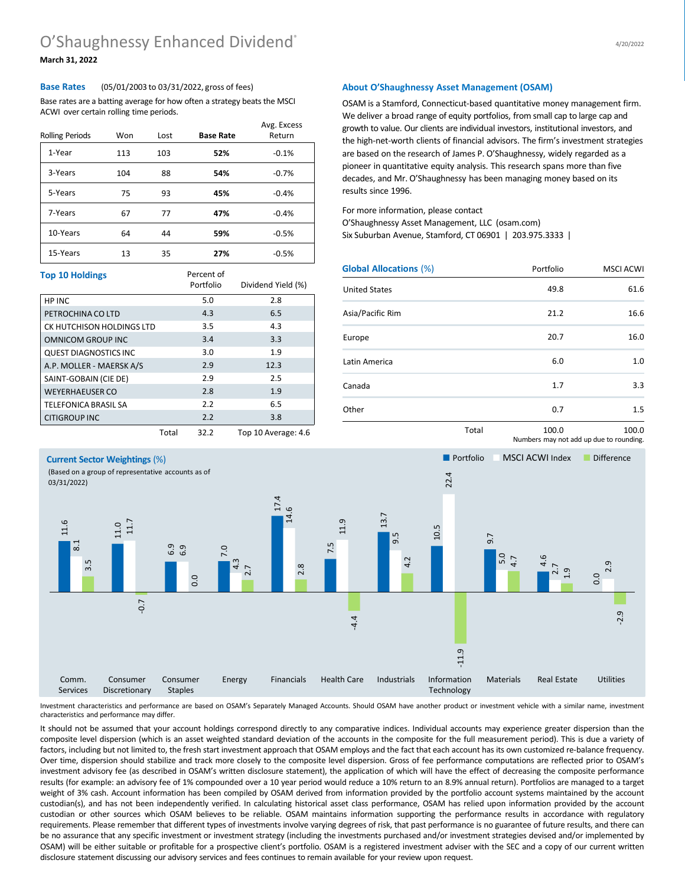# O'Shaughnessy Enhanced Dividend®

**March 31, 2022**

### Base Rates (05/01/2003 to 03/31/2022, gross of fees)

Base rates are a batting average for how often a strategy beats the MSCI ACWI over certain rolling time periods.

| Rolling Periods | Won | Lost | **Base Rate** | Avg. Excess Return |
|---|---|---|---|---|
| 1-Year | 113 | 103 | **52%** | -0.1% |
| 3-Years | 104 | 88 | **54%** | -0.7% |
| 5-Years | 75 | 93 | **45%** | -0.4% |
| 7-Years | 67 | 77 | **47%** | -0.4% |
| 10-Years | 64 | 44 | **59%** | -0.5% |
| 15-Years | 13 | 35 | **27%** | -0.5% |

### Top 10 Holdings

| | Percent of Portfolio | Dividend Yield (%) |
|---|---|---|
| HP INC | 5.0 | 2.8 |
| PETROCHINA CO LTD | 4.3 | 6.5 |
| CK HUTCHISON HOLDINGS LTD | 3.5 | 4.3 |
| OMNICOM GROUP INC | 3.4 | 3.3 |
| QUEST DIAGNOSTICS INC | 3.0 | 1.9 |
| A.P. MOLLER - MAERSK A/S | 2.9 | 12.3 |
| SAINT-GOBAIN (CIE DE) | 2.9 | 2.5 |
| WEYERHAEUSER CO | 2.8 | 1.9 |
| TELEFONICA BRASIL SA | 2.2 | 6.5 |
| CITIGROUP INC | 2.2 | 3.8 |
| Total | 32.2 | Top 10 Average: 4.6 |

### About O'Shaughnessy Asset Management (OSAM)

OSAM is a Stamford, Connecticut-based quantitative money management firm. We deliver a broad range of equity portfolios, from small cap to large cap and growth to value. Our clients are individual investors, institutional investors, and the high-net-worth clients of financial advisors. The firm's investment strategies are based on the research of James P. O'Shaughnessy, widely regarded as a pioneer in quantitative equity analysis. This research spans more than five decades, and Mr. O'Shaughnessy has been managing money based on its results since 1996.

For more information, please contact
O'Shaughnessy Asset Management, LLC (osam.com)
Six Suburban Avenue, Stamford, CT 06901 | 203.975.3333 |

### Global Allocations (%)

| | Portfolio | MSCI ACWI |
|---|---|---|
| United States | 49.8 | 61.6 |
| Asia/Pacific Rim | 21.2 | 16.6 |
| Europe | 20.7 | 16.0 |
| Latin America | 6.0 | 1.0 |
| Canada | 1.7 | 3.3 |
| Other | 0.7 | 1.5 |
| Total | 100.0 | 100.0 |

Numbers may not add up due to rounding.

### Current Sector Weightings (%)

(Based on a group of representative accounts as of 03/31/2022)

| Sector | Portfolio | MSCI ACWI Index | Difference |
|---|---|---|---|
| Comm. Services | 11.6 | 8.1 | 3.5 |
| Consumer Discretionary | 11.0 | 11.7 | -0.7 |
| Consumer Staples | 6.9 | 6.9 | 0.0 |
| Energy | 7.0 | 4.3 | 2.7 |
| Financials | 17.4 | 14.6 | 2.8 |
| Health Care | 7.5 | 11.9 | -4.4 |
| Industrials | 13.7 | 9.5 | 4.2 |
| Information Technology | 10.5 | 22.4 | -11.9 |
| Materials | 9.7 | 5.0 | 4.7 |
| Real Estate | 4.6 | 2.7 | 1.9 |
| Utilities | 0.0 | 2.9 | -2.9 |

Investment characteristics and performance are based on OSAM's Separately Managed Accounts. Should OSAM have another product or investment vehicle with a similar name, investment characteristics and performance may differ.

It should not be assumed that your account holdings correspond directly to any comparative indices. Individual accounts may experience greater dispersion than the composite level dispersion (which is an asset weighted standard deviation of the accounts in the composite for the full measurement period). This is due a variety of factors, including but not limited to, the fresh start investment approach that OSAM employs and the fact that each account has its own customized re-balance frequency. Over time, dispersion should stabilize and track more closely to the composite level dispersion. Gross of fee performance computations are reflected prior to OSAM's investment advisory fee (as described in OSAM's written disclosure statement), the application of which will have the effect of decreasing the composite performance results (for example: an advisory fee of 1% compounded over a 10 year period would reduce a 10% return to an 8.9% annual return). Portfolios are managed to a target weight of 3% cash. Account information has been compiled by OSAM derived from information provided by the portfolio account systems maintained by the account custodian(s), and has not been independently verified. In calculating historical asset class performance, OSAM has relied upon information provided by the account custodian or other sources which OSAM believes to be reliable. OSAM maintains information supporting the performance results in accordance with regulatory requirements. Please remember that different types of investments involve varying degrees of risk, that past performance is no guarantee of future results, and there can be no assurance that any specific investment or investment strategy (including the investments purchased and/or investment strategies devised and/or implemented by OSAM) will be either suitable or profitable for a prospective client's portfolio. OSAM is a registered investment adviser with the SEC and a copy of our current written disclosure statement discussing our advisory services and fees continues to remain available for your review upon request.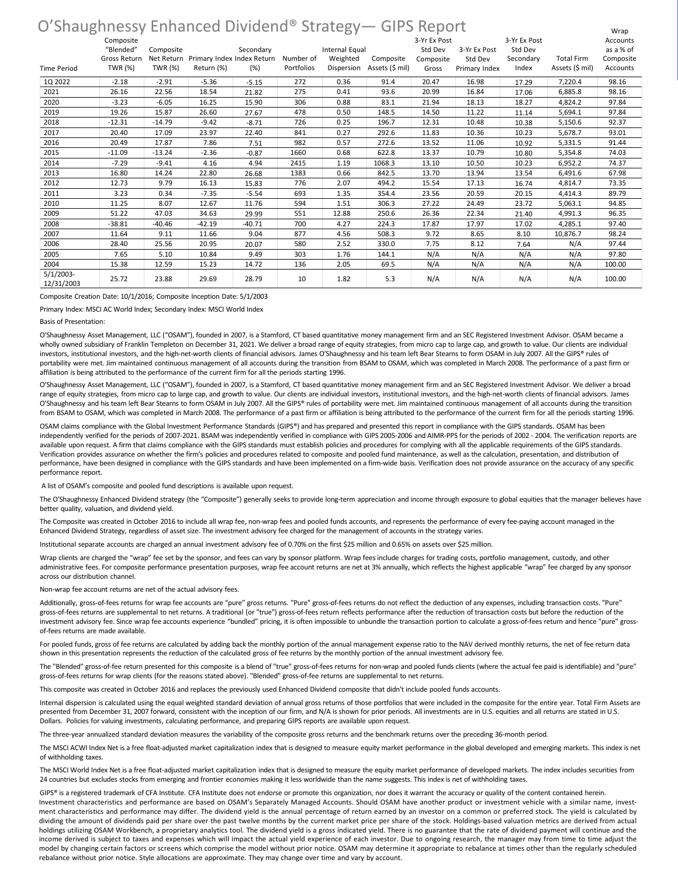# O'Shaughnessy Enhanced Dividend® Strategy— GIPS Report

| Time Period | Composite "Blended" Gross Return TWR (%) | Composite Net Return TWR (%) | Primary Index Return (%) | Secondary Index Return (%) | Number of Portfolios | Internal Equal Weighted Dispersion | Composite Assets ($ mil) | 3-Yr Ex Post Std Dev Composite Gross | 3-Yr Ex Post Std Dev Primary Index | 3-Yr Ex Post Std Dev Secondary Index | Total Firm Assets ($ mil) | Wrap Accounts as a % of Composite Accounts |
|---|---|---|---|---|---|---|---|---|---|---|---|---|
| 1Q 2022 | -2.18 | -2.91 | -5.36 | -5.15 | 272 | 0.36 | 91.4 | 20.47 | 16.98 | 17.29 | 7,220.4 | 98.16 |
| 2021 | 26.16 | 22.56 | 18.54 | 21.82 | 275 | 0.41 | 93.6 | 20.99 | 16.84 | 17.06 | 6,885.8 | 98.16 |
| 2020 | -3.23 | -6.05 | 16.25 | 15.90 | 306 | 0.88 | 83.1 | 21.94 | 18.13 | 18.27 | 4,824.2 | 97.84 |
| 2019 | 19.26 | 15.87 | 26.60 | 27.67 | 478 | 0.50 | 148.5 | 14.50 | 11.22 | 11.14 | 5,694.1 | 97.84 |
| 2018 | -12.31 | -14.79 | -9.42 | -8.71 | 726 | 0.25 | 196.7 | 12.31 | 10.48 | 10.38 | 5,150.6 | 92.37 |
| 2017 | 20.40 | 17.09 | 23.97 | 22.40 | 841 | 0.27 | 292.6 | 11.83 | 10.36 | 10.23 | 5,678.7 | 93.01 |
| 2016 | 20.49 | 17.87 | 7.86 | 7.51 | 982 | 0.57 | 272.6 | 13.52 | 11.06 | 10.92 | 5,331.5 | 91.44 |
| 2015 | -11.09 | -13.24 | -2.36 | -0.87 | 1660 | 0.68 | 622.8 | 13.37 | 10.79 | 10.80 | 5,354.8 | 74.03 |
| 2014 | -7.29 | -9.41 | 4.16 | 4.94 | 2415 | 1.19 | 1068.3 | 13.10 | 10.50 | 10.23 | 6,952.2 | 74.37 |
| 2013 | 16.80 | 14.24 | 22.80 | 26.68 | 1383 | 0.66 | 842.5 | 13.70 | 13.94 | 13.54 | 6,491.6 | 67.98 |
| 2012 | 12.73 | 9.79 | 16.13 | 15.83 | 776 | 2.07 | 494.2 | 15.54 | 17.13 | 16.74 | 4,814.7 | 73.35 |
| 2011 | 3.23 | 0.34 | -7.35 | -5.54 | 693 | 1.35 | 354.4 | 23.56 | 20.59 | 20.15 | 4,414.3 | 89.79 |
| 2010 | 11.25 | 8.07 | 12.67 | 11.76 | 594 | 1.51 | 306.3 | 27.22 | 24.49 | 23.72 | 5,063.1 | 94.85 |
| 2009 | 51.22 | 47.03 | 34.63 | 29.99 | 551 | 12.88 | 250.6 | 26.36 | 22.34 | 21.40 | 4,991.3 | 96.35 |
| 2008 | -38.81 | -40.46 | -42.19 | -40.71 | 700 | 4.27 | 224.3 | 17.87 | 17.97 | 17.02 | 4,285.1 | 97.40 |
| 2007 | 11.64 | 9.11 | 11.66 | 9.04 | 877 | 4.56 | 508.3 | 9.72 | 8.65 | 8.10 | 10,876.7 | 98.24 |
| 2006 | 28.40 | 25.56 | 20.95 | 20.07 | 580 | 2.52 | 330.0 | 7.75 | 8.12 | 7.64 | N/A | 97.44 |
| 2005 | 7.65 | 5.10 | 10.84 | 9.49 | 303 | 1.76 | 144.1 | N/A | N/A | N/A | N/A | 97.80 |
| 2004 | 15.38 | 12.59 | 15.23 | 14.72 | 136 | 2.05 | 69.5 | N/A | N/A | N/A | N/A | 100.00 |
| 5/1/2003-12/31/2003 | 25.72 | 23.88 | 29.69 | 28.79 | 10 | 1.82 | 5.3 | N/A | N/A | N/A | N/A | 100.00 |

Composite Creation Date: 10/1/2016; Composite Inception Date: 5/1/2003

Primary Index: MSCI AC World Index; Secondary Index: MSCI World Index

Basis of Presentation:

O'Shaughnessy Asset Management, LLC ("OSAM"), founded in 2007, is a Stamford, CT based quantitative money management firm and an SEC Registered Investment Advisor. OSAM became a wholly owned subsidiary of Franklin Templeton on December 31, 2021. We deliver a broad range of equity strategies, from micro cap to large cap, and growth to value. Our clients are individual investors, institutional investors, and the high-net-worth clients of financial advisors. James O'Shaughnessy and his team left Bear Stearns to form OSAM in July 2007. All the GIPS® rules of portability were met. Jim maintained continuous management of all accounts during the transition from BSAM to OSAM, which was completed in March 2008. The performance of a past firm or affiliation is being attributed to the performance of the current firm for all the periods starting 1996.

O'Shaughnessy Asset Management, LLC ("OSAM"), founded in 2007, is a Stamford, CT based quantitative money management firm and an SEC Registered Investment Advisor. We deliver a broad range of equity strategies, from micro cap to large cap, and growth to value. Our clients are individual investors, institutional investors, and the high-net-worth clients of financial advisors. James O'Shaughnessy and his team left Bear Stearns to form OSAM in July 2007. All the GIPS® rules of portability were met. Jim maintained continuous management of all accounts during the transition from BSAM to OSAM, which was completed in March 2008. The performance of a past firm or affiliation is being attributed to the performance of the current firm for all the periods starting 1996.

OSAM claims compliance with the Global Investment Performance Standards (GIPS®) and has prepared and presented this report in compliance with the GIPS standards. OSAM has been independently verified for the periods of 2007-2021. BSAM was independently verified in compliance with GIPS 2005-2006 and AIMR-PPS for the periods of 2002 - 2004. The verification reports are available upon request. A firm that claims compliance with the GIPS standards must establish policies and procedures for complying with all the applicable requirements of the GIPS standards. Verification provides assurance on whether the firm's policies and procedures related to composite and pooled fund maintenance, as well as the calculation, presentation, and distribution of performance, have been designed in compliance with the GIPS standards and have been implemented on a firm-wide basis. Verification does not provide assurance on the accuracy of any specific performance report.

A list of OSAM's composite and pooled fund descriptions is available upon request.

The O'Shaughnessy Enhanced Dividend strategy (the "Composite") generally seeks to provide long-term appreciation and income through exposure to global equities that the manager believes have better quality, valuation, and dividend yield.

The Composite was created in October 2016 to include all wrap fee, non-wrap fees and pooled funds accounts, and represents the performance of every fee-paying account managed in the Enhanced Dividend Strategy, regardless of asset size. The investment advisory fee charged for the management of accounts in the strategy varies.

Institutional separate accounts are charged an annual investment advisory fee of 0.70% on the first $25 million and 0.65% on assets over $25 million.

Wrap clients are charged the "wrap" fee set by the sponsor, and fees can vary by sponsor platform. Wrap fees include charges for trading costs, portfolio management, custody, and other administrative fees. For composite performance presentation purposes, wrap fee account returns are net at 3% annually, which reflects the highest applicable "wrap" fee charged by any sponsor across our distribution channel.

Non-wrap fee account returns are net of the actual advisory fees.

Additionally, gross-of-fees returns for wrap fee accounts are "pure" gross returns. "Pure" gross-of-fees returns do not reflect the deduction of any expenses, including transaction costs. "Pure" gross-of-fees returns are supplemental to net returns. A traditional (or "true") gross-of-fees return reflects performance after the reduction of transaction costs but before the reduction of the investment advisory fee. Since wrap fee accounts experience "bundled" pricing, it is often impossible to unbundle the transaction portion to calculate a gross-of-fees return and hence "pure" gross-of-fees returns are made available.

For pooled funds, gross of fee returns are calculated by adding back the monthly portion of the annual management expense ratio to the NAV derived monthly returns, the net of fee return data shown in this presentation represents the reduction of the calculated gross of fee returns by the monthly portion of the annual investment advisory fee.

The "Blended" gross-of-fee return presented for this composite is a blend of "true" gross-of-fees returns for non-wrap and pooled funds clients (where the actual fee paid is identifiable) and "pure" gross-of-fees returns for wrap clients (for the reasons stated above). "Blended" gross-of-fee returns are supplemental to net returns.

This composite was created in October 2016 and replaces the previously used Enhanced Dividend composite that didn't include pooled funds accounts.

Internal dispersion is calculated using the equal weighted standard deviation of annual gross returns of those portfolios that were included in the composite for the entire year. Total Firm Assets are presented from December 31, 2007 forward, consistent with the inception of our firm, and N/A is shown for prior periods. All investments are in U.S. equities and all returns are stated in U.S. Dollars. Policies for valuing investments, calculating performance, and preparing GIPS reports are available upon request.

The three-year annualized standard deviation measures the variability of the composite gross returns and the benchmark returns over the preceding 36-month period.

The MSCI ACWI Index Net is a free float-adjusted market capitalization index that is designed to measure equity market performance in the global developed and emerging markets. This index is net of withholding taxes.

The MSCI World Index Net is a free float-adjusted market capitalization index that is designed to measure the equity market performance of developed markets. The index includes securities from 24 countries but excludes stocks from emerging and frontier economies making it less worldwide than the name suggests. This index is net of withholding taxes.

GIPS® is a registered trademark of CFA Institute. CFA Institute does not endorse or promote this organization, nor does it warrant the accuracy or quality of the content contained herein. Investment characteristics and performance are based on OSAM's Separately Managed Accounts. Should OSAM have another product or investment vehicle with a similar name, investment characteristics and performance may differ. The dividend yield is the annual percentage of return earned by an investor on a common or preferred stock. The yield is calculated by dividing the amount of dividends paid per share over the past twelve months by the current market price per share of the stock. Holdings-based valuation metrics are derived from actual holdings utilizing OSAM Workbench, a proprietary analytics tool. The dividend yield is a gross indicated yield. There is no guarantee that the rate of dividend payment will continue and the income derived is subject to taxes and expenses which will impact the actual yield experience of each investor. Due to ongoing research, the manager may from time to time adjust the model by changing certain factors or screens which comprise the model without prior notice. OSAM may determine it appropriate to rebalance at times other than the regularly scheduled rebalance without prior notice. Style allocations are approximate. They may change over time and vary by account.